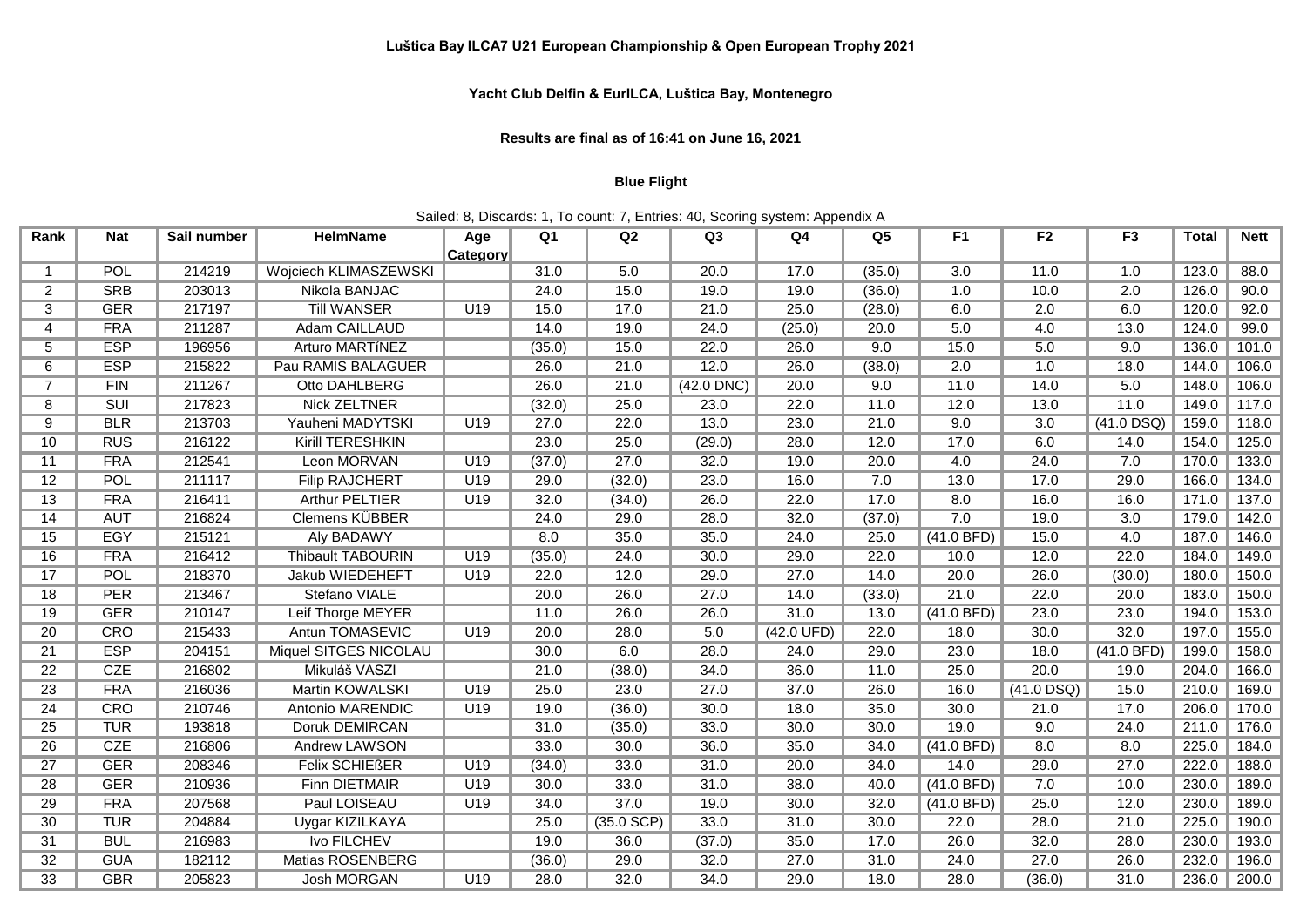**Luštica Bay ILCA7 U21 European Championship & Open European Trophy 2021**

**Yacht Club Delfin & EurILCA, Luštica Bay, Montenegro**

**Results are final as of 16:41 on June 16, 2021**

**Blue Flight**

Sailed: 8, Discards: 1, To count: 7, Entries: 40, Scoring system: Appendix A

| Rank | Nat | Sail number | HelmName | Age Category | Q1 | Q2 | Q3 | Q4 | Q5 | F1 | F2 | F3 | Total | Nett |
|---|---|---|---|---|---|---|---|---|---|---|---|---|---|---|
| 1 | POL | 214219 | Wojciech KLIMASZEWSKI | | 31.0 | 5.0 | 20.0 | 17.0 | (35.0) | 3.0 | 11.0 | 1.0 | 123.0 | 88.0 |
| 2 | SRB | 203013 | Nikola BANJAC | | 24.0 | 15.0 | 19.0 | 19.0 | (36.0) | 1.0 | 10.0 | 2.0 | 126.0 | 90.0 |
| 3 | GER | 217197 | Till WANSER | U19 | 15.0 | 17.0 | 21.0 | 25.0 | (28.0) | 6.0 | 2.0 | 6.0 | 120.0 | 92.0 |
| 4 | FRA | 211287 | Adam CAILLAUD | | 14.0 | 19.0 | 24.0 | (25.0) | 20.0 | 5.0 | 4.0 | 13.0 | 124.0 | 99.0 |
| 5 | ESP | 196956 | Arturo MARTÍNEZ | | (35.0) | 15.0 | 22.0 | 26.0 | 9.0 | 15.0 | 5.0 | 9.0 | 136.0 | 101.0 |
| 6 | ESP | 215822 | Pau RAMIS BALAGUER | | 26.0 | 21.0 | 12.0 | 26.0 | (38.0) | 2.0 | 1.0 | 18.0 | 144.0 | 106.0 |
| 7 | FIN | 211267 | Otto DAHLBERG | | 26.0 | 21.0 | (42.0 DNC) | 20.0 | 9.0 | 11.0 | 14.0 | 5.0 | 148.0 | 106.0 |
| 8 | SUI | 217823 | Nick ZELTNER | | (32.0) | 25.0 | 23.0 | 22.0 | 11.0 | 12.0 | 13.0 | 11.0 | 149.0 | 117.0 |
| 9 | BLR | 213703 | Yauheni MADYTSKI | U19 | 27.0 | 22.0 | 13.0 | 23.0 | 21.0 | 9.0 | 3.0 | (41.0 DSQ) | 159.0 | 118.0 |
| 10 | RUS | 216122 | Kirill TERESHKIN | | 23.0 | 25.0 | (29.0) | 28.0 | 12.0 | 17.0 | 6.0 | 14.0 | 154.0 | 125.0 |
| 11 | FRA | 212541 | Leon MORVAN | U19 | (37.0) | 27.0 | 32.0 | 19.0 | 20.0 | 4.0 | 24.0 | 7.0 | 170.0 | 133.0 |
| 12 | POL | 211117 | Filip RAJCHERT | U19 | 29.0 | (32.0) | 23.0 | 16.0 | 7.0 | 13.0 | 17.0 | 29.0 | 166.0 | 134.0 |
| 13 | FRA | 216411 | Arthur PELTIER | U19 | 32.0 | (34.0) | 26.0 | 22.0 | 17.0 | 8.0 | 16.0 | 16.0 | 171.0 | 137.0 |
| 14 | AUT | 216824 | Clemens KÜBBER | | 24.0 | 29.0 | 28.0 | 32.0 | (37.0) | 7.0 | 19.0 | 3.0 | 179.0 | 142.0 |
| 15 | EGY | 215121 | Aly BADAWY | | 8.0 | 35.0 | 35.0 | 24.0 | 25.0 | (41.0 BFD) | 15.0 | 4.0 | 187.0 | 146.0 |
| 16 | FRA | 216412 | Thibault TABOURIN | U19 | (35.0) | 24.0 | 30.0 | 29.0 | 22.0 | 10.0 | 12.0 | 22.0 | 184.0 | 149.0 |
| 17 | POL | 218370 | Jakub WIEDEHEFT | U19 | 22.0 | 12.0 | 29.0 | 27.0 | 14.0 | 20.0 | 26.0 | (30.0) | 180.0 | 150.0 |
| 18 | PER | 213467 | Stefano VIALE | | 20.0 | 26.0 | 27.0 | 14.0 | (33.0) | 21.0 | 22.0 | 20.0 | 183.0 | 150.0 |
| 19 | GER | 210147 | Leif Thorge MEYER | | 11.0 | 26.0 | 26.0 | 31.0 | 13.0 | (41.0 BFD) | 23.0 | 23.0 | 194.0 | 153.0 |
| 20 | CRO | 215433 | Antun TOMASEVIC | U19 | 20.0 | 28.0 | 5.0 | (42.0 UFD) | 22.0 | 18.0 | 30.0 | 32.0 | 197.0 | 155.0 |
| 21 | ESP | 204151 | Miquel SITGES NICOLAU | | 30.0 | 6.0 | 28.0 | 24.0 | 29.0 | 23.0 | 18.0 | (41.0 BFD) | 199.0 | 158.0 |
| 22 | CZE | 216802 | Mikuláš VASZI | | 21.0 | (38.0) | 34.0 | 36.0 | 11.0 | 25.0 | 20.0 | 19.0 | 204.0 | 166.0 |
| 23 | FRA | 216036 | Martin KOWALSKI | U19 | 25.0 | 23.0 | 27.0 | 37.0 | 26.0 | 16.0 | (41.0 DSQ) | 15.0 | 210.0 | 169.0 |
| 24 | CRO | 210746 | Antonio MARENDIC | U19 | 19.0 | (36.0) | 30.0 | 18.0 | 35.0 | 30.0 | 21.0 | 17.0 | 206.0 | 170.0 |
| 25 | TUR | 193818 | Doruk DEMIRCAN | | 31.0 | (35.0) | 33.0 | 30.0 | 30.0 | 19.0 | 9.0 | 24.0 | 211.0 | 176.0 |
| 26 | CZE | 216806 | Andrew LAWSON | | 33.0 | 30.0 | 36.0 | 35.0 | 34.0 | (41.0 BFD) | 8.0 | 8.0 | 225.0 | 184.0 |
| 27 | GER | 208346 | Felix SCHIEßER | U19 | (34.0) | 33.0 | 31.0 | 20.0 | 34.0 | 14.0 | 29.0 | 27.0 | 222.0 | 188.0 |
| 28 | GER | 210936 | Finn DIETMAIR | U19 | 30.0 | 33.0 | 31.0 | 38.0 | 40.0 | (41.0 BFD) | 7.0 | 10.0 | 230.0 | 189.0 |
| 29 | FRA | 207568 | Paul LOISEAU | U19 | 34.0 | 37.0 | 19.0 | 30.0 | 32.0 | (41.0 BFD) | 25.0 | 12.0 | 230.0 | 189.0 |
| 30 | TUR | 204884 | Uygar KIZILKAYA | | 25.0 | (35.0 SCP) | 33.0 | 31.0 | 30.0 | 22.0 | 28.0 | 21.0 | 225.0 | 190.0 |
| 31 | BUL | 216983 | Ivo FILCHEV | | 19.0 | 36.0 | (37.0) | 35.0 | 17.0 | 26.0 | 32.0 | 28.0 | 230.0 | 193.0 |
| 32 | GUA | 182112 | Matias ROSENBERG | | (36.0) | 29.0 | 32.0 | 27.0 | 31.0 | 24.0 | 27.0 | 26.0 | 232.0 | 196.0 |
| 33 | GBR | 205823 | Josh MORGAN | U19 | 28.0 | 32.0 | 34.0 | 29.0 | 18.0 | 28.0 | (36.0) | 31.0 | 236.0 | 200.0 |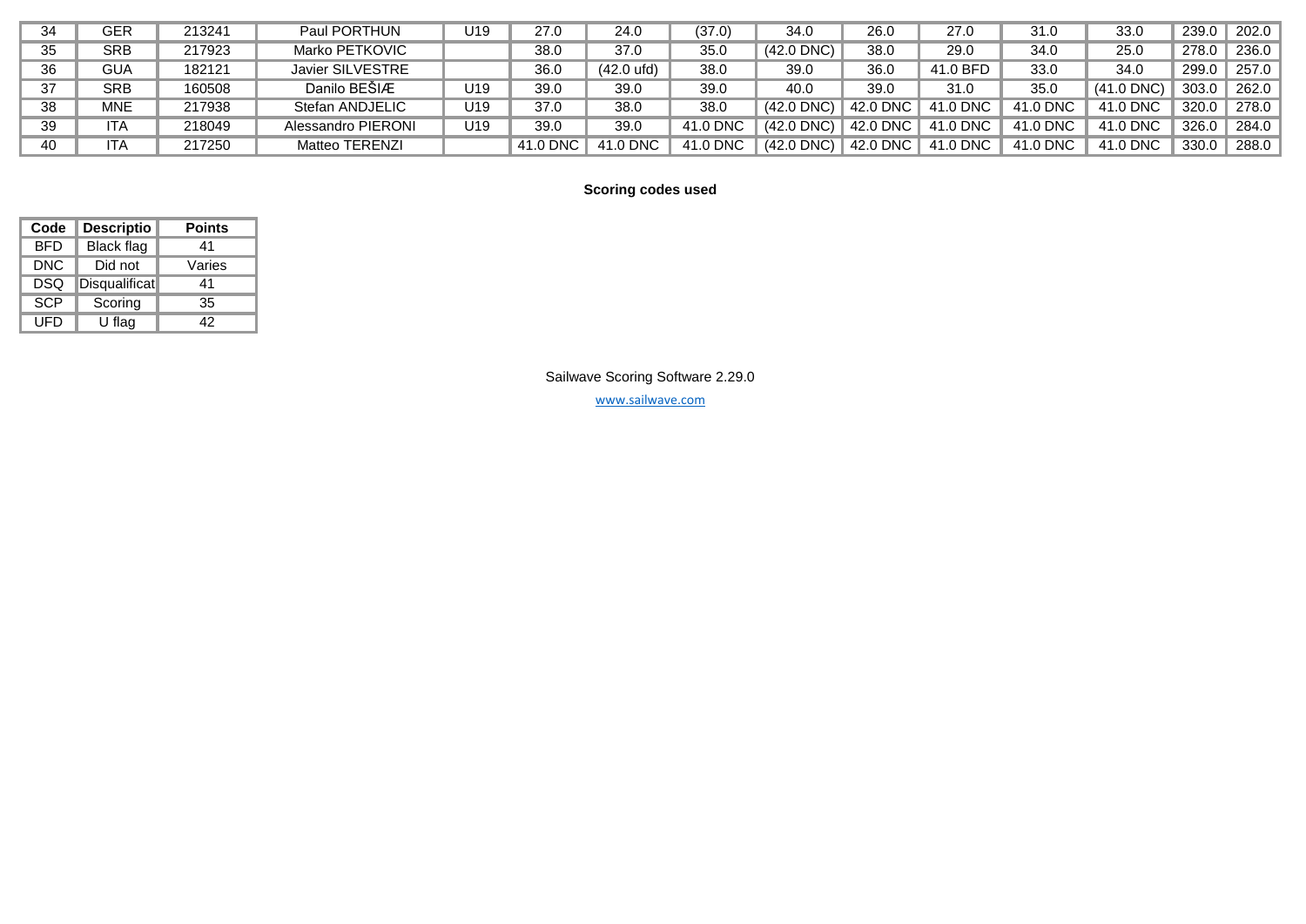| | | | | | | | | | | | | | | | |
|---|---|---|---|---|---|---|---|---|---|---|---|---|---|---|---|
| 34 | GER | 213241 | Paul PORTHUN | U19 | 27.0 | 24.0 | (37.0) | 34.0 | 26.0 | 27.0 | 31.0 | 33.0 | 239.0 | 202.0 |
| 35 | SRB | 217923 | Marko PETKOVIC | | 38.0 | 37.0 | 35.0 | (42.0 DNC) | 38.0 | 29.0 | 34.0 | 25.0 | 278.0 | 236.0 |
| 36 | GUA | 182121 | Javier SILVESTRE | | 36.0 | (42.0 ufd) | 38.0 | 39.0 | 36.0 | 41.0 BFD | 33.0 | 34.0 | 299.0 | 257.0 |
| 37 | SRB | 160508 | Danilo BEŠIÆ | U19 | 39.0 | 39.0 | 39.0 | 40.0 | 39.0 | 31.0 | 35.0 | (41.0 DNC) | 303.0 | 262.0 |
| 38 | MNE | 217938 | Stefan ANDJELIC | U19 | 37.0 | 38.0 | 38.0 | (42.0 DNC) | 42.0 DNC | 41.0 DNC | 41.0 DNC | 41.0 DNC | 320.0 | 278.0 |
| 39 | ITA | 218049 | Alessandro PIERONI | U19 | 39.0 | 39.0 | 41.0 DNC | (42.0 DNC) | 42.0 DNC | 41.0 DNC | 41.0 DNC | 41.0 DNC | 326.0 | 284.0 |
| 40 | ITA | 217250 | Matteo TERENZI | | 41.0 DNC | 41.0 DNC | 41.0 DNC | (42.0 DNC) | 42.0 DNC | 41.0 DNC | 41.0 DNC | 41.0 DNC | 330.0 | 288.0 |

**Scoring codes used**

| Code | Descriptio | Points |
|---|---|---|
| BFD | Black flag | 41 |
| DNC | Did not | Varies |
| DSQ | Disqualificat | 41 |
| SCP | Scoring | 35 |
| UFD | U flag | 42 |

Sailwave Scoring Software 2.29.0

www.sailwave.com